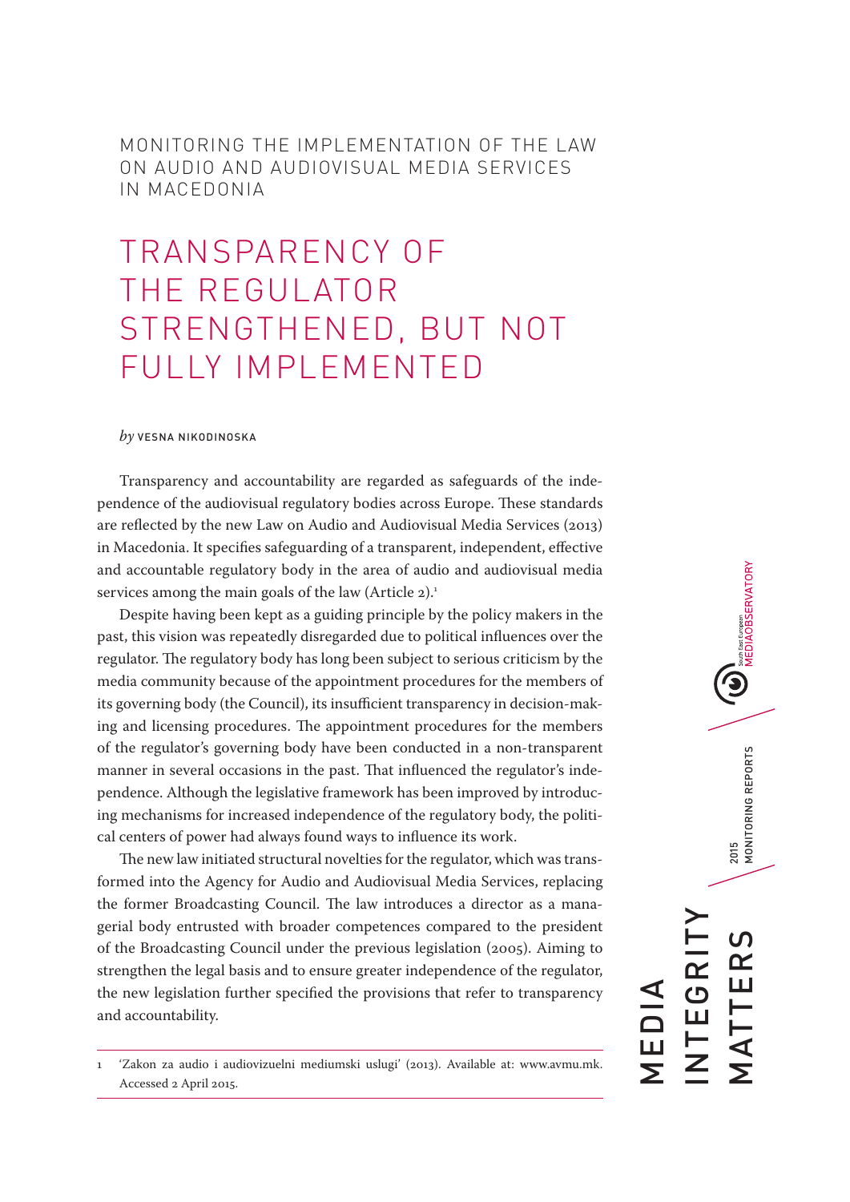MONITORING THE IMPLEMENTATION OF THE LAW ON AUDIO AND AUDIOVISUAL MEDIA SERVICES IN MACEDONIA

# TRANSPARENCY OF THE REGULATOR STRENGTHENED, BUT NOT FULLY IMPLEMENTED

*by* VESNA NIKODINOSKA

Transparency and accountability are regarded as safeguards of the independence of the audiovisual regulatory bodies across Europe. These standards are reflected by the new Law on Audio and Audiovisual Media Services (2013) in Macedonia. It specifies safeguarding of a transparent, independent, effective and accountable regulatory body in the area of audio and audiovisual media services among the main goals of the law (Article 2).[1]

Despite having been kept as a guiding principle by the policy makers in the past, this vision was repeatedly disregarded due to political influences over the regulator. The regulatory body has long been subject to serious criticism by the media community because of the appointment procedures for the members of its governing body (the Council), its insufficient transparency in decision-making and licensing procedures. The appointment procedures for the members of the regulator's governing body have been conducted in a non-transparent manner in several occasions in the past. That influenced the regulator's independence. Although the legislative framework has been improved by introducing mechanisms for increased independence of the regulatory body, the political centers of power had always found ways to influence its work.

The new law initiated structural novelties for the regulator, which was transformed into the Agency for Audio and Audiovisual Media Services, replacing the former Broadcasting Council. The law introduces a director as a managerial body entrusted with broader competences compared to the president of the Broadcasting Council under the previous legislation (2005). Aiming to strengthen the legal basis and to ensure greater independence of the regulator, the new legislation further specified the provisions that refer to transparency and accountability.

1 'Zakon za audio i audiovizuelni mediumski uslugi' (2013). Available at: www.avmu.mk. Accessed 2 April 2015.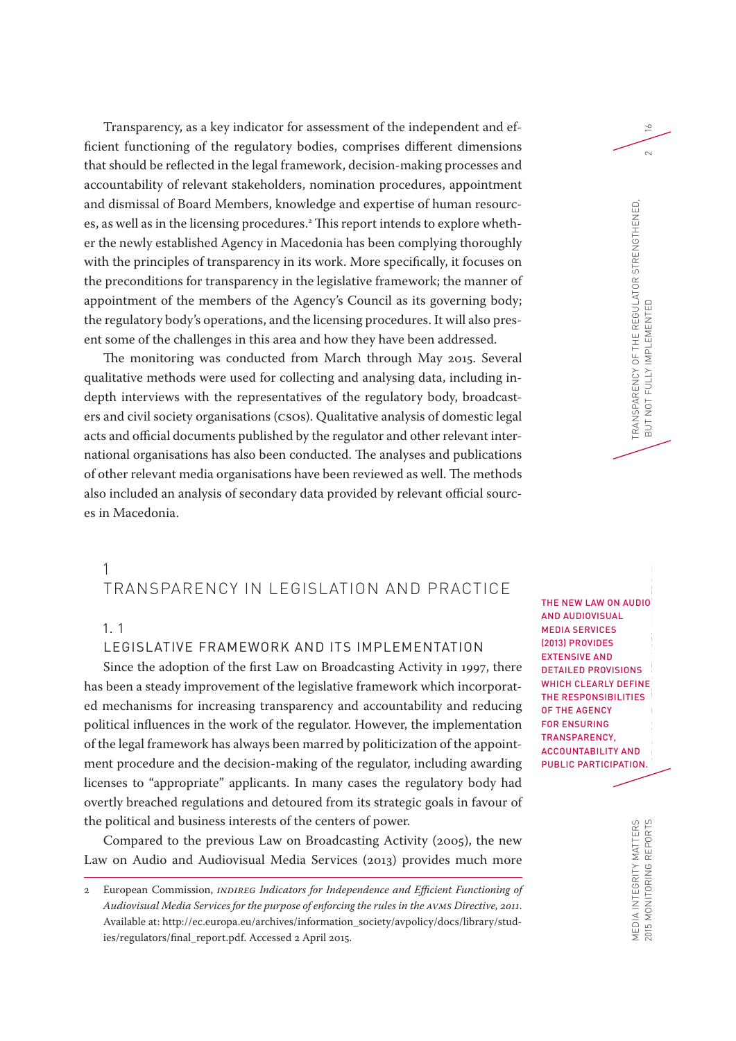Transparency, as a key indicator for assessment of the independent and efficient functioning of the regulatory bodies, comprises different dimensions that should be reflected in the legal framework, decision-making processes and accountability of relevant stakeholders, nomination procedures, appointment and dismissal of Board Members, knowledge and expertise of human resources, as well as in the licensing procedures.[2] This report intends to explore whether the newly established Agency in Macedonia has been complying thoroughly with the principles of transparency in its work. More specifically, it focuses on the preconditions for transparency in the legislative framework; the manner of appointment of the members of the Agency's Council as its governing body; the regulatory body's operations, and the licensing procedures. It will also present some of the challenges in this area and how they have been addressed.

The monitoring was conducted from March through May 2015. Several qualitative methods were used for collecting and analysing data, including in-depth interviews with the representatives of the regulatory body, broadcasters and civil society organisations (CSOs). Qualitative analysis of domestic legal acts and official documents published by the regulator and other relevant international organisations has also been conducted. The analyses and publications of other relevant media organisations have been reviewed as well. The methods also included an analysis of secondary data provided by relevant official sources in Macedonia.

## 1 TRANSPARENCY IN LEGISLATION AND PRACTICE

### 1. 1 LEGISLATIVE FRAMEWORK AND ITS IMPLEMENTATION

Since the adoption of the first Law on Broadcasting Activity in 1997, there has been a steady improvement of the legislative framework which incorporated mechanisms for increasing transparency and accountability and reducing political influences in the work of the regulator. However, the implementation of the legal framework has always been marred by politicization of the appointment procedure and the decision-making of the regulator, including awarding licenses to "appropriate" applicants. In many cases the regulatory body had overtly breached regulations and detoured from its strategic goals in favour of the political and business interests of the centers of power.

THE NEW LAW ON AUDIO AND AUDIOVISUAL MEDIA SERVICES (2013) PROVIDES EXTENSIVE AND DETAILED PROVISIONS WHICH CLEARLY DEFINE THE RESPONSIBILITIES OF THE AGENCY FOR ENSURING TRANSPARENCY, ACCOUNTABILITY AND PUBLIC PARTICIPATION.

Compared to the previous Law on Broadcasting Activity (2005), the new Law on Audio and Audiovisual Media Services (2013) provides much more

---

2 European Commission, *INDIREG Indicators for Independence and Efficient Functioning of Audiovisual Media Services for the purpose of enforcing the rules in the AVMS Directive, 2011.* Available at: http://ec.europa.eu/archives/information_society/avpolicy/docs/library/studies/regulators/final_report.pdf. Accessed 2 April 2015.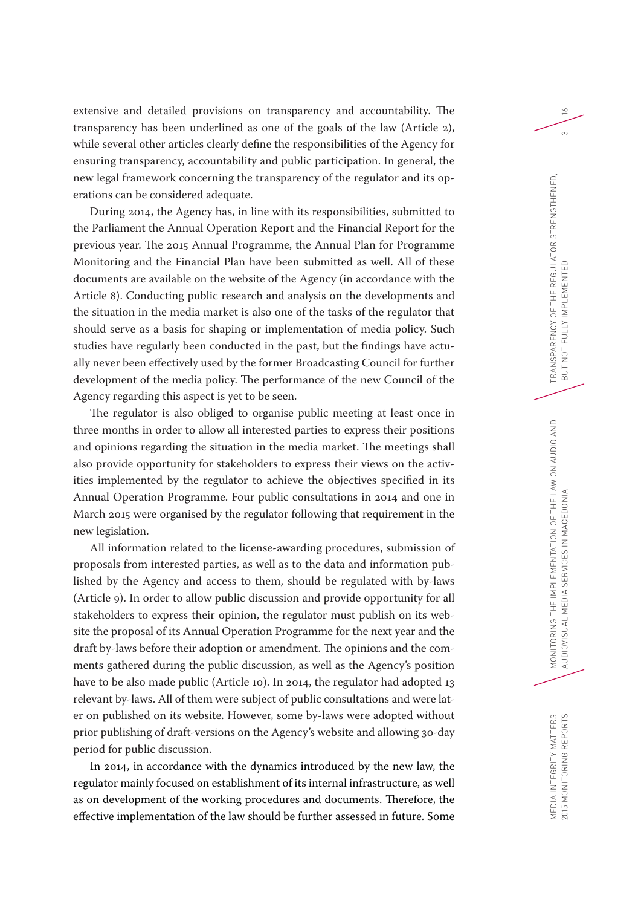extensive and detailed provisions on transparency and accountability. The transparency has been underlined as one of the goals of the law (Article 2), while several other articles clearly define the responsibilities of the Agency for ensuring transparency, accountability and public participation. In general, the new legal framework concerning the transparency of the regulator and its operations can be considered adequate.

During 2014, the Agency has, in line with its responsibilities, submitted to the Parliament the Annual Operation Report and the Financial Report for the previous year. The 2015 Annual Programme, the Annual Plan for Programme Monitoring and the Financial Plan have been submitted as well. All of these documents are available on the website of the Agency (in accordance with the Article 8). Conducting public research and analysis on the developments and the situation in the media market is also one of the tasks of the regulator that should serve as a basis for shaping or implementation of media policy. Such studies have regularly been conducted in the past, but the findings have actually never been effectively used by the former Broadcasting Council for further development of the media policy. The performance of the new Council of the Agency regarding this aspect is yet to be seen.

The regulator is also obliged to organise public meeting at least once in three months in order to allow all interested parties to express their positions and opinions regarding the situation in the media market. The meetings shall also provide opportunity for stakeholders to express their views on the activities implemented by the regulator to achieve the objectives specified in its Annual Operation Programme. Four public consultations in 2014 and one in March 2015 were organised by the regulator following that requirement in the new legislation.

All information related to the license-awarding procedures, submission of proposals from interested parties, as well as to the data and information published by the Agency and access to them, should be regulated with by-laws (Article 9). In order to allow public discussion and provide opportunity for all stakeholders to express their opinion, the regulator must publish on its website the proposal of its Annual Operation Programme for the next year and the draft by-laws before their adoption or amendment. The opinions and the comments gathered during the public discussion, as well as the Agency's position have to be also made public (Article 10). In 2014, the regulator had adopted 13 relevant by-laws. All of them were subject of public consultations and were later on published on its website. However, some by-laws were adopted without prior publishing of draft-versions on the Agency's website and allowing 30-day period for public discussion.

In 2014, in accordance with the dynamics introduced by the new law, the regulator mainly focused on establishment of its internal infrastructure, as well as on development of the working procedures and documents. Therefore, the effective implementation of the law should be further assessed in future. Some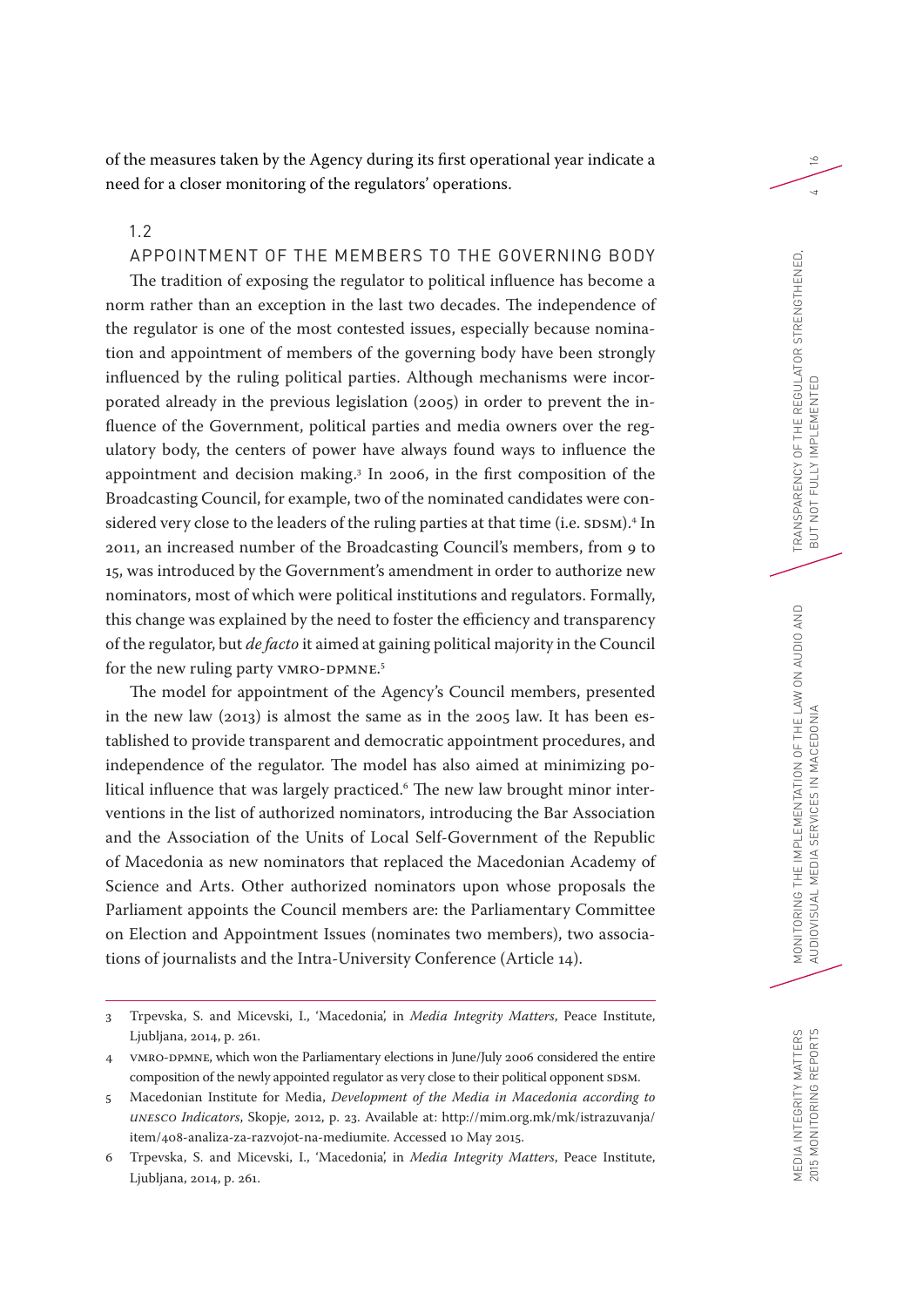of the measures taken by the Agency during its first operational year indicate a need for a closer monitoring of the regulators' operations.

### 1.2 APPOINTMENT OF THE MEMBERS TO THE GOVERNING BODY

The tradition of exposing the regulator to political influence has become a norm rather than an exception in the last two decades. The independence of the regulator is one of the most contested issues, especially because nomination and appointment of members of the governing body have been strongly influenced by the ruling political parties. Although mechanisms were incorporated already in the previous legislation (2005) in order to prevent the influence of the Government, political parties and media owners over the regulatory body, the centers of power have always found ways to influence the appointment and decision making.[3] In 2006, in the first composition of the Broadcasting Council, for example, two of the nominated candidates were considered very close to the leaders of the ruling parties at that time (i.e. SDSM).[4] In 2011, an increased number of the Broadcasting Council's members, from 9 to 15, was introduced by the Government's amendment in order to authorize new nominators, most of which were political institutions and regulators. Formally, this change was explained by the need to foster the efficiency and transparency of the regulator, but *de facto* it aimed at gaining political majority in the Council for the new ruling party VMRO-DPMNE.[5]

The model for appointment of the Agency's Council members, presented in the new law (2013) is almost the same as in the 2005 law. It has been established to provide transparent and democratic appointment procedures, and independence of the regulator. The model has also aimed at minimizing political influence that was largely practiced.[6] The new law brought minor interventions in the list of authorized nominators, introducing the Bar Association and the Association of the Units of Local Self-Government of the Republic of Macedonia as new nominators that replaced the Macedonian Academy of Science and Arts. Other authorized nominators upon whose proposals the Parliament appoints the Council members are: the Parliamentary Committee on Election and Appointment Issues (nominates two members), two associations of journalists and the Intra-University Conference (Article 14).

---

3 Trpevska, S. and Micevski, I., 'Macedonia', in *Media Integrity Matters*, Peace Institute, Ljubljana, 2014, p. 261.

4 VMRO-DPMNE, which won the Parliamentary elections in June/July 2006 considered the entire composition of the newly appointed regulator as very close to their political opponent SDSM.

5 Macedonian Institute for Media, *Development of the Media in Macedonia according to UNESCO Indicators*, Skopje, 2012, p. 23. Available at: http://mim.org.mk/mk/istrazuvanja/item/408-analiza-za-razvojot-na-mediumite. Accessed 10 May 2015.

6 Trpevska, S. and Micevski, I., 'Macedonia', in *Media Integrity Matters*, Peace Institute, Ljubljana, 2014, p. 261.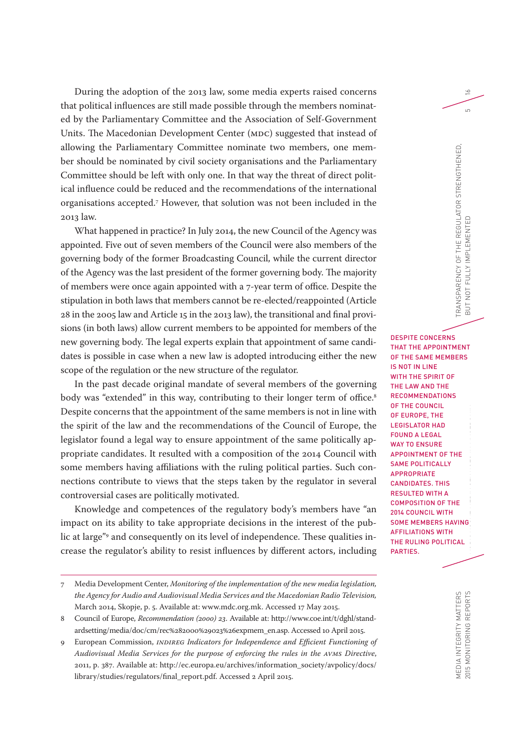During the adoption of the 2013 law, some media experts raised concerns that political influences are still made possible through the members nominated by the Parliamentary Committee and the Association of Self-Government Units. The Macedonian Development Center (MDC) suggested that instead of allowing the Parliamentary Committee nominate two members, one member should be nominated by civil society organisations and the Parliamentary Committee should be left with only one. In that way the threat of direct political influence could be reduced and the recommendations of the international organisations accepted.[7] However, that solution was not been included in the 2013 law.

What happened in practice? In July 2014, the new Council of the Agency was appointed. Five out of seven members of the Council were also members of the governing body of the former Broadcasting Council, while the current director of the Agency was the last president of the former governing body. The majority of members were once again appointed with a 7-year term of office. Despite the stipulation in both laws that members cannot be re-elected/reappointed (Article 28 in the 2005 law and Article 15 in the 2013 law), the transitional and final provisions (in both laws) allow current members to be appointed for members of the new governing body. The legal experts explain that appointment of same candidates is possible in case when a new law is adopted introducing either the new scope of the regulation or the new structure of the regulator.

In the past decade original mandate of several members of the governing body was "extended" in this way, contributing to their longer term of office.[8] Despite concerns that the appointment of the same members is not in line with the spirit of the law and the recommendations of the Council of Europe, the legislator found a legal way to ensure appointment of the same politically appropriate candidates. It resulted with a composition of the 2014 Council with some members having affiliations with the ruling political parties. Such connections contribute to views that the steps taken by the regulator in several controversial cases are politically motivated.

**DESPITE CONCERNS THAT THE APPOINTMENT OF THE SAME MEMBERS IS NOT IN LINE WITH THE SPIRIT OF THE LAW AND THE RECOMMENDATIONS OF THE COUNCIL OF EUROPE, THE LEGISLATOR HAD FOUND A LEGAL WAY TO ENSURE APPOINTMENT OF THE SAME POLITICALLY APPROPRIATE CANDIDATES. THIS RESULTED WITH A COMPOSITION OF THE 2014 COUNCIL WITH SOME MEMBERS HAVING AFFILIATIONS WITH THE RULING POLITICAL PARTIES.**

Knowledge and competences of the regulatory body's members have "an impact on its ability to take appropriate decisions in the interest of the public at large"[9] and consequently on its level of independence. These qualities increase the regulator's ability to resist influences by different actors, including

---

7 Media Development Center, *Monitoring of the implementation of the new media legislation, the Agency for Audio and Audiovisual Media Services and the Macedonian Radio Television,* March 2014, Skopje, p. 5. Available at: www.mdc.org.mk. Accessed 17 May 2015.

8 Council of Europe, *Recommendation (2000) 23.* Available at: http://www.coe.int/t/dghl/standardsetting/media/doc/cm/rec%282000%29023%26expmem_en.asp. Accessed 10 April 2015.

9 European Commission, *INDIREG Indicators for Independence and Efficient Functioning of Audiovisual Media Services for the purpose of enforcing the rules in the AVMS Directive,* 2011, p. 387. Available at: http://ec.europa.eu/archives/information_society/avpolicy/docs/library/studies/regulators/final_report.pdf. Accessed 2 April 2015.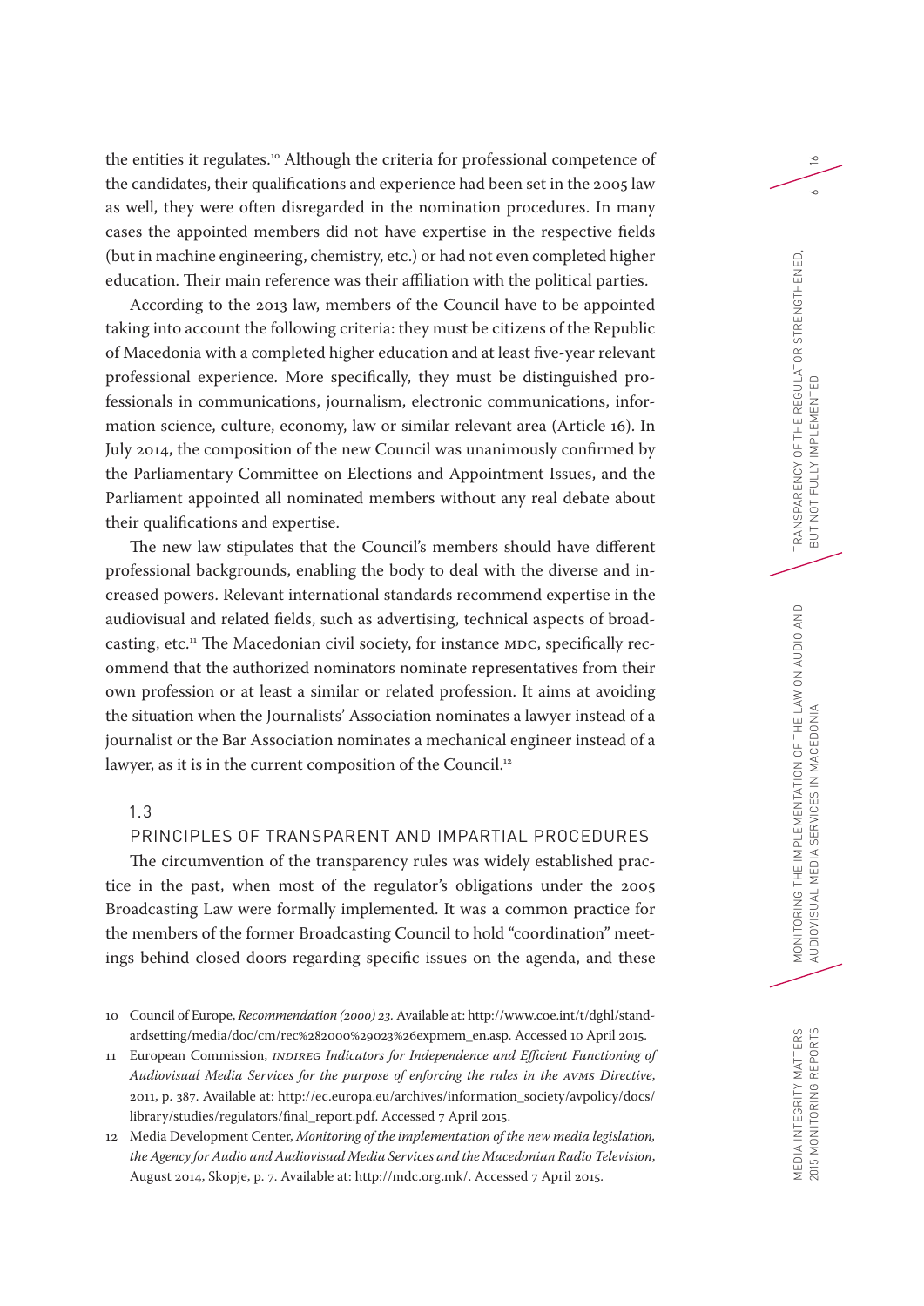the entities it regulates.[10] Although the criteria for professional competence of the candidates, their qualifications and experience had been set in the 2005 law as well, they were often disregarded in the nomination procedures. In many cases the appointed members did not have expertise in the respective fields (but in machine engineering, chemistry, etc.) or had not even completed higher education. Their main reference was their affiliation with the political parties.

According to the 2013 law, members of the Council have to be appointed taking into account the following criteria: they must be citizens of the Republic of Macedonia with a completed higher education and at least five-year relevant professional experience. More specifically, they must be distinguished professionals in communications, journalism, electronic communications, information science, culture, economy, law or similar relevant area (Article 16). In July 2014, the composition of the new Council was unanimously confirmed by the Parliamentary Committee on Elections and Appointment Issues, and the Parliament appointed all nominated members without any real debate about their qualifications and expertise.

The new law stipulates that the Council's members should have different professional backgrounds, enabling the body to deal with the diverse and increased powers. Relevant international standards recommend expertise in the audiovisual and related fields, such as advertising, technical aspects of broadcasting, etc.[11] The Macedonian civil society, for instance MDC, specifically recommend that the authorized nominators nominate representatives from their own profession or at least a similar or related profession. It aims at avoiding the situation when the Journalists' Association nominates a lawyer instead of a journalist or the Bar Association nominates a mechanical engineer instead of a lawyer, as it is in the current composition of the Council.[12]

### 1.3 PRINCIPLES OF TRANSPARENT AND IMPARTIAL PROCEDURES

The circumvention of the transparency rules was widely established practice in the past, when most of the regulator's obligations under the 2005 Broadcasting Law were formally implemented. It was a common practice for the members of the former Broadcasting Council to hold "coordination" meetings behind closed doors regarding specific issues on the agenda, and these

---

10 Council of Europe, *Recommendation (2000) 23.* Available at: http://www.coe.int/t/dghl/standardsetting/media/doc/cm/rec%282000%29023%26expmem_en.asp. Accessed 10 April 2015.

11 European Commission, *INDIREG Indicators for Independence and Efficient Functioning of Audiovisual Media Services for the purpose of enforcing the rules in the AVMS Directive*, 2011, p. 387. Available at: http://ec.europa.eu/archives/information_society/avpolicy/docs/library/studies/regulators/final_report.pdf. Accessed 7 April 2015.

12 Media Development Center, *Monitoring of the implementation of the new media legislation, the Agency for Audio and Audiovisual Media Services and the Macedonian Radio Television*, August 2014, Skopje, p. 7. Available at: http://mdc.org.mk/. Accessed 7 April 2015.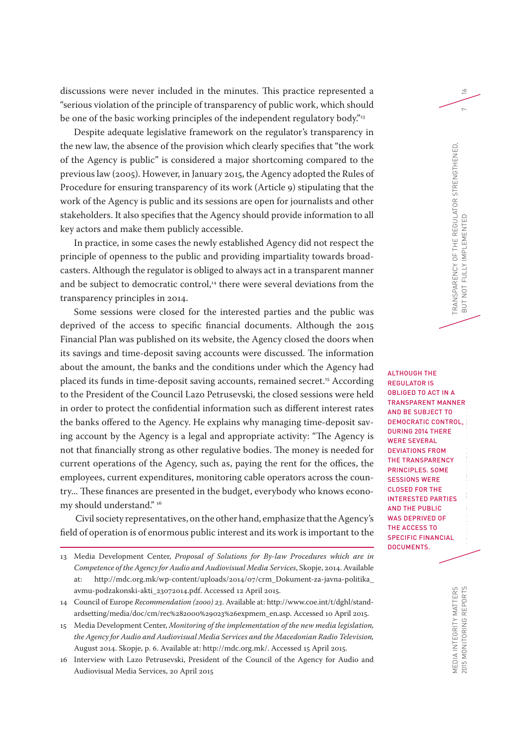discussions were never included in the minutes. This practice represented a "serious violation of the principle of transparency of public work, which should be one of the basic working principles of the independent regulatory body."[13]

Despite adequate legislative framework on the regulator's transparency in the new law, the absence of the provision which clearly specifies that "the work of the Agency is public" is considered a major shortcoming compared to the previous law (2005). However, in January 2015, the Agency adopted the Rules of Procedure for ensuring transparency of its work (Article 9) stipulating that the work of the Agency is public and its sessions are open for journalists and other stakeholders. It also specifies that the Agency should provide information to all key actors and make them publicly accessible.

In practice, in some cases the newly established Agency did not respect the principle of openness to the public and providing impartiality towards broadcasters. Although the regulator is obliged to always act in a transparent manner and be subject to democratic control,[14] there were several deviations from the transparency principles in 2014.

Some sessions were closed for the interested parties and the public was deprived of the access to specific financial documents. Although the 2015 Financial Plan was published on its website, the Agency closed the doors when its savings and time-deposit saving accounts were discussed. The information about the amount, the banks and the conditions under which the Agency had placed its funds in time-deposit saving accounts, remained secret.[15] According to the President of the Council Lazo Petrusevski, the closed sessions were held in order to protect the confidential information such as different interest rates the banks offered to the Agency. He explains why managing time-deposit saving account by the Agency is a legal and appropriate activity: "The Agency is not that financially strong as other regulative bodies. The money is needed for current operations of the Agency, such as, paying the rent for the offices, the employees, current expenditures, monitoring cable operators across the country... These finances are presented in the budget, everybody who knows economy should understand." [16]

Civil society representatives, on the other hand, emphasize that the Agency's field of operation is of enormous public interest and its work is important to the

ALTHOUGH THE REGULATOR IS OBLIGED TO ACT IN A TRANSPARENT MANNER AND BE SUBJECT TO DEMOCRATIC CONTROL, DURING 2014 THERE WERE SEVERAL DEVIATIONS FROM THE TRANSPARENCY PRINCIPLES. SOME SESSIONS WERE CLOSED FOR THE INTERESTED PARTIES AND THE PUBLIC WAS DEPRIVED OF THE ACCESS TO SPECIFIC FINANCIAL DOCUMENTS.

---

13 Media Development Center, *Proposal of Solutions for By-law Procedures which are in Competence of the Agency for Audio and Audiovisual Media Services*, Skopje, 2014. Available at: http://mdc.org.mk/wp-content/uploads/2014/07/crm_Dokument-za-javna-politika_avmu-podzakonski-akti_23072014.pdf. Accessed 12 April 2015.

14 Council of Europe *Recommendation (2000) 23*. Available at: http://www.coe.int/t/dghl/standardsetting/media/doc/cm/rec%282000%29023%26expmem_en.asp. Accessed 10 April 2015.

15 Media Development Center, *Monitoring of the implementation of the new media legislation, the Agency for Audio and Audiovisual Media Services and the Macedonian Radio Television*, August 2014. Skopje, p. 6. Available at: http://mdc.org.mk/. Accessed 15 April 2015.

16 Interview with Lazo Petrusevski, President of the Council of the Agency for Audio and Audiovisual Media Services, 20 April 2015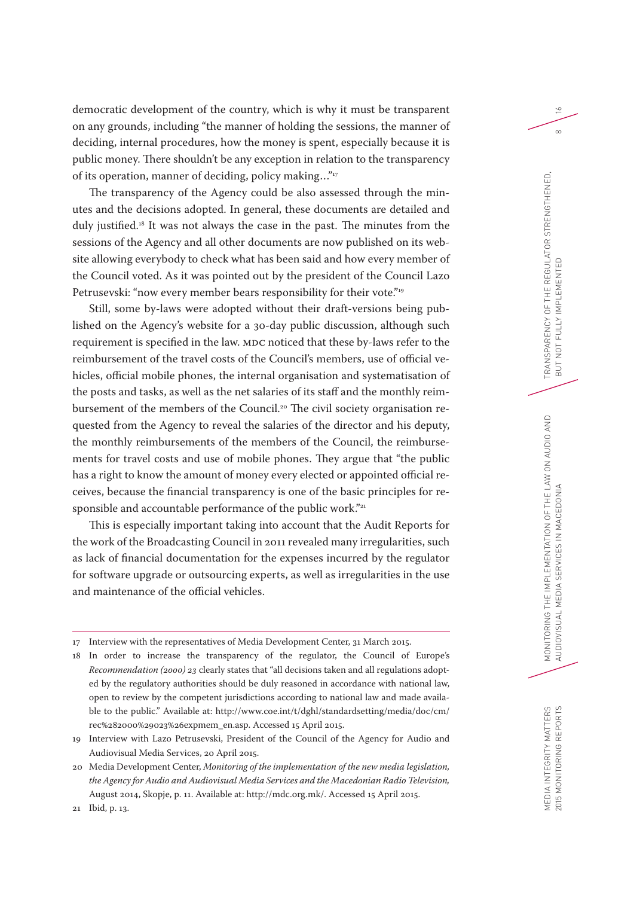democratic development of the country, which is why it must be transparent on any grounds, including "the manner of holding the sessions, the manner of deciding, internal procedures, how the money is spent, especially because it is public money. There shouldn't be any exception in relation to the transparency of its operation, manner of deciding, policy making..."[17]

The transparency of the Agency could be also assessed through the minutes and the decisions adopted. In general, these documents are detailed and duly justified.[18] It was not always the case in the past. The minutes from the sessions of the Agency and all other documents are now published on its website allowing everybody to check what has been said and how every member of the Council voted. As it was pointed out by the president of the Council Lazo Petrusevski: "now every member bears responsibility for their vote."[19]

Still, some by-laws were adopted without their draft-versions being published on the Agency's website for a 30-day public discussion, although such requirement is specified in the law. MDC noticed that these by-laws refer to the reimbursement of the travel costs of the Council's members, use of official vehicles, official mobile phones, the internal organisation and systematisation of the posts and tasks, as well as the net salaries of its staff and the monthly reimbursement of the members of the Council.[20] The civil society organisation requested from the Agency to reveal the salaries of the director and his deputy, the monthly reimbursements of the members of the Council, the reimbursements for travel costs and use of mobile phones. They argue that "the public has a right to know the amount of money every elected or appointed official receives, because the financial transparency is one of the basic principles for responsible and accountable performance of the public work."[21]

This is especially important taking into account that the Audit Reports for the work of the Broadcasting Council in 2011 revealed many irregularities, such as lack of financial documentation for the expenses incurred by the regulator for software upgrade or outsourcing experts, as well as irregularities in the use and maintenance of the official vehicles.

---

17 Interview with the representatives of Media Development Center, 31 March 2015.

18 In order to increase the transparency of the regulator, the Council of Europe's *Recommendation (2000) 23* clearly states that "all decisions taken and all regulations adopted by the regulatory authorities should be duly reasoned in accordance with national law, open to review by the competent jurisdictions according to national law and made available to the public." Available at: http://www.coe.int/t/dghl/standardsetting/media/doc/cm/rec%282000%29023%26expmem_en.asp. Accessed 15 April 2015.

19 Interview with Lazo Petrusevski, President of the Council of the Agency for Audio and Audiovisual Media Services, 20 April 2015.

20 Media Development Center, *Monitoring of the implementation of the new media legislation, the Agency for Audio and Audiovisual Media Services and the Macedonian Radio Television,* August 2014, Skopje, p. 11. Available at: http://mdc.org.mk/. Accessed 15 April 2015.

21 Ibid, p. 13.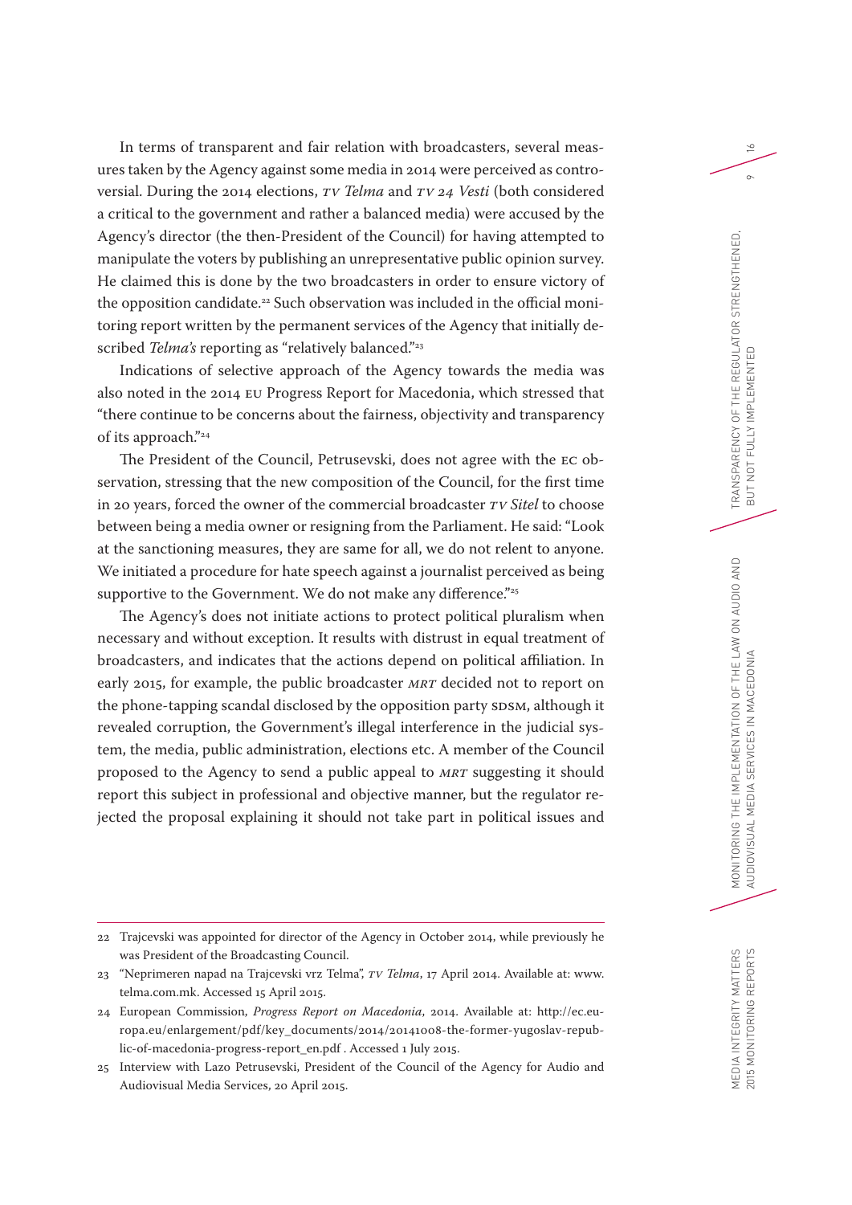In terms of transparent and fair relation with broadcasters, several measures taken by the Agency against some media in 2014 were perceived as controversial. During the 2014 elections, *TV Telma* and *TV 24 Vesti* (both considered a critical to the government and rather a balanced media) were accused by the Agency's director (the then-President of the Council) for having attempted to manipulate the voters by publishing an unrepresentative public opinion survey. He claimed this is done by the two broadcasters in order to ensure victory of the opposition candidate.[22] Such observation was included in the official monitoring report written by the permanent services of the Agency that initially described *Telma's* reporting as "relatively balanced."[23]

Indications of selective approach of the Agency towards the media was also noted in the 2014 EU Progress Report for Macedonia, which stressed that "there continue to be concerns about the fairness, objectivity and transparency of its approach."[24]

The President of the Council, Petrusevski, does not agree with the EC observation, stressing that the new composition of the Council, for the first time in 20 years, forced the owner of the commercial broadcaster *TV Sitel* to choose between being a media owner or resigning from the Parliament. He said: "Look at the sanctioning measures, they are same for all, we do not relent to anyone. We initiated a procedure for hate speech against a journalist perceived as being supportive to the Government. We do not make any difference."[25]

The Agency's does not initiate actions to protect political pluralism when necessary and without exception. It results with distrust in equal treatment of broadcasters, and indicates that the actions depend on political affiliation. In early 2015, for example, the public broadcaster *MRT* decided not to report on the phone-tapping scandal disclosed by the opposition party SDSM, although it revealed corruption, the Government's illegal interference in the judicial system, the media, public administration, elections etc. A member of the Council proposed to the Agency to send a public appeal to *MRT* suggesting it should report this subject in professional and objective manner, but the regulator rejected the proposal explaining it should not take part in political issues and

---

22 Trajcevski was appointed for director of the Agency in October 2014, while previously he was President of the Broadcasting Council.

23 "Neprimeren napad na Trajcevski vrz Telma", *TV Telma*, 17 April 2014. Available at: www.telma.com.mk. Accessed 15 April 2015.

24 European Commission, *Progress Report on Macedonia*, 2014. Available at: http://ec.europa.eu/enlargement/pdf/key_documents/2014/20141008-the-former-yugoslav-republic-of-macedonia-progress-report_en.pdf . Accessed 1 July 2015.

25 Interview with Lazo Petrusevski, President of the Council of the Agency for Audio and Audiovisual Media Services, 20 April 2015.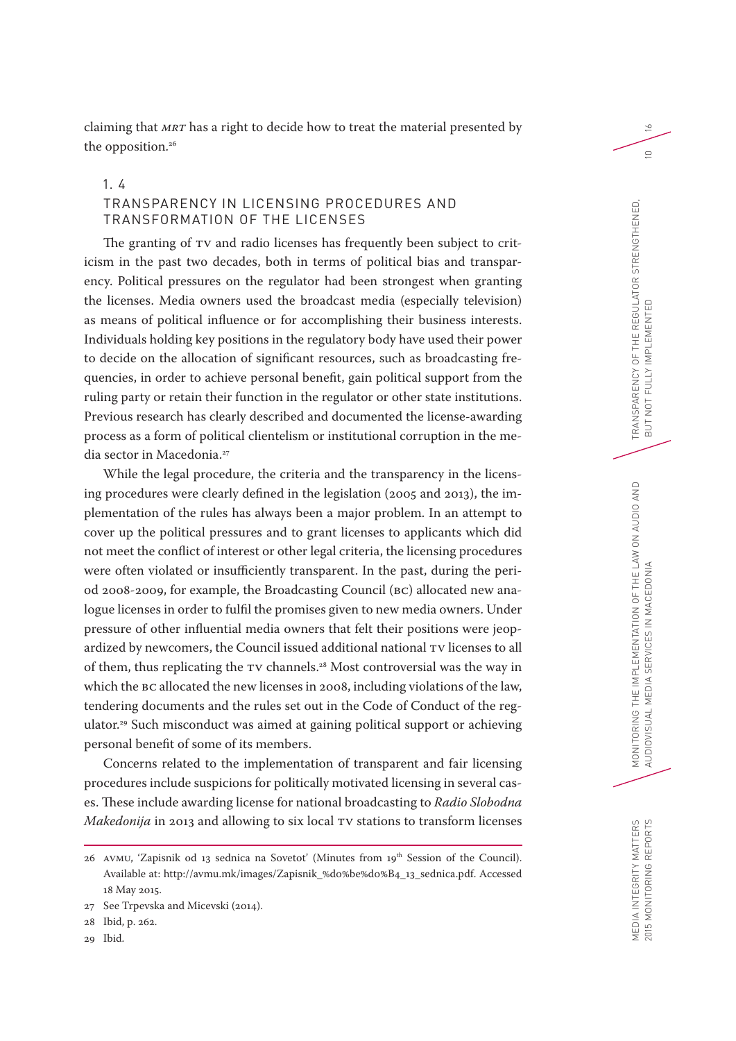claiming that *MRT* has a right to decide how to treat the material presented by the opposition.[26]

## 1. 4 TRANSPARENCY IN LICENSING PROCEDURES AND TRANSFORMATION OF THE LICENSES

The granting of TV and radio licenses has frequently been subject to criticism in the past two decades, both in terms of political bias and transparency. Political pressures on the regulator had been strongest when granting the licenses. Media owners used the broadcast media (especially television) as means of political influence or for accomplishing their business interests. Individuals holding key positions in the regulatory body have used their power to decide on the allocation of significant resources, such as broadcasting frequencies, in order to achieve personal benefit, gain political support from the ruling party or retain their function in the regulator or other state institutions. Previous research has clearly described and documented the license-awarding process as a form of political clientelism or institutional corruption in the media sector in Macedonia.[27]

While the legal procedure, the criteria and the transparency in the licensing procedures were clearly defined in the legislation (2005 and 2013), the implementation of the rules has always been a major problem. In an attempt to cover up the political pressures and to grant licenses to applicants which did not meet the conflict of interest or other legal criteria, the licensing procedures were often violated or insufficiently transparent. In the past, during the period 2008-2009, for example, the Broadcasting Council (BC) allocated new analogue licenses in order to fulfil the promises given to new media owners. Under pressure of other influential media owners that felt their positions were jeopardized by newcomers, the Council issued additional national TV licenses to all of them, thus replicating the TV channels.[28] Most controversial was the way in which the BC allocated the new licenses in 2008, including violations of the law, tendering documents and the rules set out in the Code of Conduct of the regulator.[29] Such misconduct was aimed at gaining political support or achieving personal benefit of some of its members.

Concerns related to the implementation of transparent and fair licensing procedures include suspicions for politically motivated licensing in several cases. These include awarding license for national broadcasting to *Radio Slobodna Makedonija* in 2013 and allowing to six local TV stations to transform licenses

---

26 AVMU, 'Zapisnik od 13 sednica na Sovetot' (Minutes from 19th Session of the Council). Available at: http://avmu.mk/images/Zapisnik_%d0%be%d0%B4_13_sednica.pdf. Accessed 18 May 2015.

27 See Trpevska and Micevski (2014).

28 Ibid, p. 262.

29 Ibid.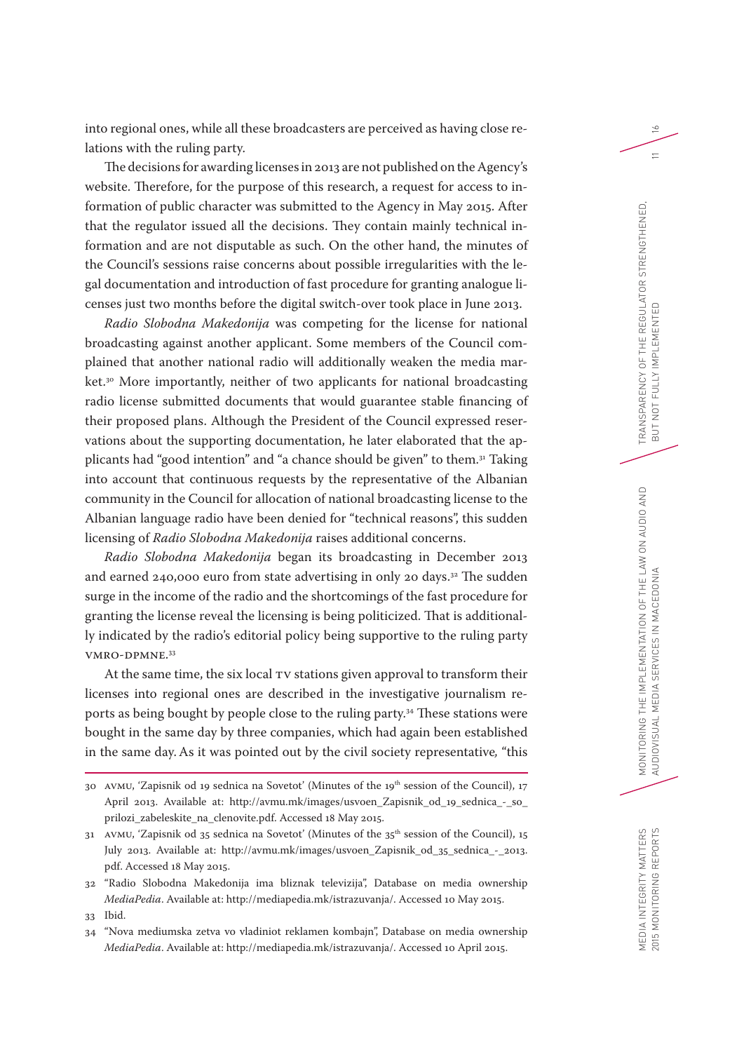into regional ones, while all these broadcasters are perceived as having close relations with the ruling party.

The decisions for awarding licenses in 2013 are not published on the Agency's website. Therefore, for the purpose of this research, a request for access to information of public character was submitted to the Agency in May 2015. After that the regulator issued all the decisions. They contain mainly technical information and are not disputable as such. On the other hand, the minutes of the Council's sessions raise concerns about possible irregularities with the legal documentation and introduction of fast procedure for granting analogue licenses just two months before the digital switch-over took place in June 2013.

*Radio Slobodna Makedonija* was competing for the license for national broadcasting against another applicant. Some members of the Council complained that another national radio will additionally weaken the media market.[30] More importantly, neither of two applicants for national broadcasting radio license submitted documents that would guarantee stable financing of their proposed plans. Although the President of the Council expressed reservations about the supporting documentation, he later elaborated that the applicants had "good intention" and "a chance should be given" to them.[31] Taking into account that continuous requests by the representative of the Albanian community in the Council for allocation of national broadcasting license to the Albanian language radio have been denied for "technical reasons", this sudden licensing of *Radio Slobodna Makedonija* raises additional concerns.

*Radio Slobodna Makedonija* began its broadcasting in December 2013 and earned 240,000 euro from state advertising in only 20 days.[32] The sudden surge in the income of the radio and the shortcomings of the fast procedure for granting the license reveal the licensing is being politicized. That is additionally indicated by the radio's editorial policy being supportive to the ruling party VMRO-DPMNE.[33]

At the same time, the six local TV stations given approval to transform their licenses into regional ones are described in the investigative journalism reports as being bought by people close to the ruling party.[34] These stations were bought in the same day by three companies, which had again been established in the same day. As it was pointed out by the civil society representative, "this

---

30 AVMU, 'Zapisnik od 19 sednica na Sovetot' (Minutes of the 19th session of the Council), 17 April 2013. Available at: http://avmu.mk/images/usvoen_Zapisnik_od_19_sednica_-_so_prilozi_zabeleskite_na_clenovite.pdf. Accessed 18 May 2015.

31 AVMU, 'Zapisnik od 35 sednica na Sovetot' (Minutes of the 35th session of the Council), 15 July 2013. Available at: http://avmu.mk/images/usvoen_Zapisnik_od_35_sednica_-_2013.pdf. Accessed 18 May 2015.

32 "Radio Slobodna Makedonija ima bliznak televizija", Database on media ownership *MediaPedia*. Available at: http://mediapedia.mk/istrazuvanja/. Accessed 10 May 2015.

33 Ibid.

34 "Nova mediumska zetva vo vladiniot reklamen kombajn", Database on media ownership *MediaPedia*. Available at: http://mediapedia.mk/istrazuvanja/. Accessed 10 April 2015.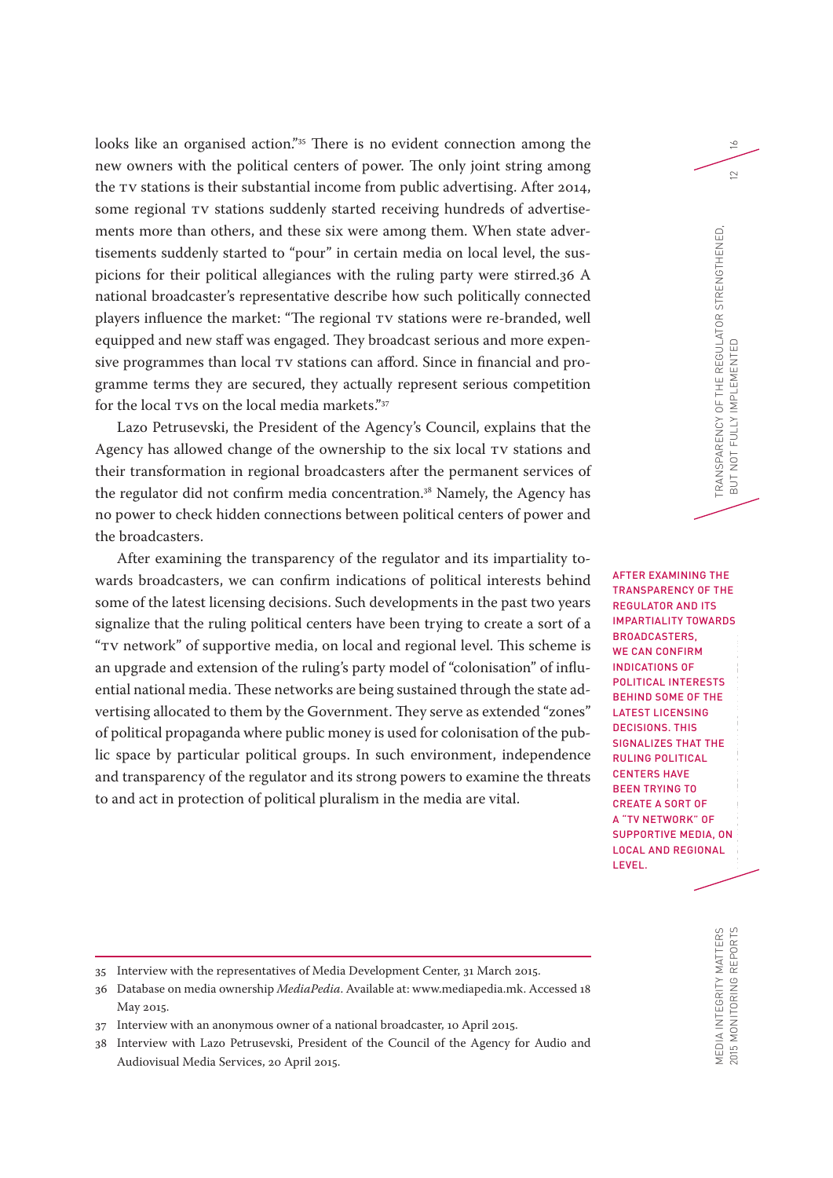looks like an organised action."[35] There is no evident connection among the new owners with the political centers of power. The only joint string among the TV stations is their substantial income from public advertising. After 2014, some regional TV stations suddenly started receiving hundreds of advertisements more than others, and these six were among them. When state advertisements suddenly started to "pour" in certain media on local level, the suspicions for their political allegiances with the ruling party were stirred.36 A national broadcaster's representative describe how such politically connected players influence the market: "The regional TV stations were re-branded, well equipped and new staff was engaged. They broadcast serious and more expensive programmes than local TV stations can afford. Since in financial and programme terms they are secured, they actually represent serious competition for the local TVs on the local media markets."[37]

Lazo Petrusevski, the President of the Agency's Council, explains that the Agency has allowed change of the ownership to the six local TV stations and their transformation in regional broadcasters after the permanent services of the regulator did not confirm media concentration.[38] Namely, the Agency has no power to check hidden connections between political centers of power and the broadcasters.

After examining the transparency of the regulator and its impartiality towards broadcasters, we can confirm indications of political interests behind some of the latest licensing decisions. Such developments in the past two years signalize that the ruling political centers have been trying to create a sort of a "TV network" of supportive media, on local and regional level. This scheme is an upgrade and extension of the ruling's party model of "colonisation" of influential national media. These networks are being sustained through the state advertising allocated to them by the Government. They serve as extended "zones" of political propaganda where public money is used for colonisation of the public space by particular political groups. In such environment, independence and transparency of the regulator and its strong powers to examine the threats to and act in protection of political pluralism in the media are vital.

**AFTER EXAMINING THE TRANSPARENCY OF THE REGULATOR AND ITS IMPARTIALITY TOWARDS BROADCASTERS, WE CAN CONFIRM INDICATIONS OF POLITICAL INTERESTS BEHIND SOME OF THE LATEST LICENSING DECISIONS. THIS SIGNALIZES THAT THE RULING POLITICAL CENTERS HAVE BEEN TRYING TO CREATE A SORT OF A "TV NETWORK" OF SUPPORTIVE MEDIA, ON LOCAL AND REGIONAL LEVEL.**

---

35 Interview with the representatives of Media Development Center, 31 March 2015.

36 Database on media ownership *MediaPedia*. Available at: www.mediapedia.mk. Accessed 18 May 2015.

37 Interview with an anonymous owner of a national broadcaster, 10 April 2015.

38 Interview with Lazo Petrusevski, President of the Council of the Agency for Audio and Audiovisual Media Services, 20 April 2015.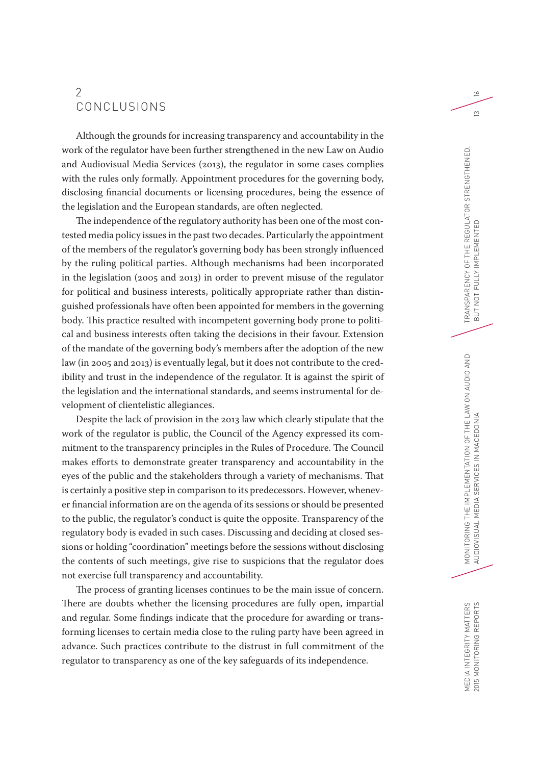## 2 CONCLUSIONS

Although the grounds for increasing transparency and accountability in the work of the regulator have been further strengthened in the new Law on Audio and Audiovisual Media Services (2013), the regulator in some cases complies with the rules only formally. Appointment procedures for the governing body, disclosing financial documents or licensing procedures, being the essence of the legislation and the European standards, are often neglected.

The independence of the regulatory authority has been one of the most contested media policy issues in the past two decades. Particularly the appointment of the members of the regulator's governing body has been strongly influenced by the ruling political parties. Although mechanisms had been incorporated in the legislation (2005 and 2013) in order to prevent misuse of the regulator for political and business interests, politically appropriate rather than distinguished professionals have often been appointed for members in the governing body. This practice resulted with incompetent governing body prone to political and business interests often taking the decisions in their favour. Extension of the mandate of the governing body's members after the adoption of the new law (in 2005 and 2013) is eventually legal, but it does not contribute to the credibility and trust in the independence of the regulator. It is against the spirit of the legislation and the international standards, and seems instrumental for development of clientelistic allegiances.

Despite the lack of provision in the 2013 law which clearly stipulate that the work of the regulator is public, the Council of the Agency expressed its commitment to the transparency principles in the Rules of Procedure. The Council makes efforts to demonstrate greater transparency and accountability in the eyes of the public and the stakeholders through a variety of mechanisms. That is certainly a positive step in comparison to its predecessors. However, whenever financial information are on the agenda of its sessions or should be presented to the public, the regulator's conduct is quite the opposite. Transparency of the regulatory body is evaded in such cases. Discussing and deciding at closed sessions or holding "coordination" meetings before the sessions without disclosing the contents of such meetings, give rise to suspicions that the regulator does not exercise full transparency and accountability.

The process of granting licenses continues to be the main issue of concern. There are doubts whether the licensing procedures are fully open, impartial and regular. Some findings indicate that the procedure for awarding or transforming licenses to certain media close to the ruling party have been agreed in advance. Such practices contribute to the distrust in full commitment of the regulator to transparency as one of the key safeguards of its independence.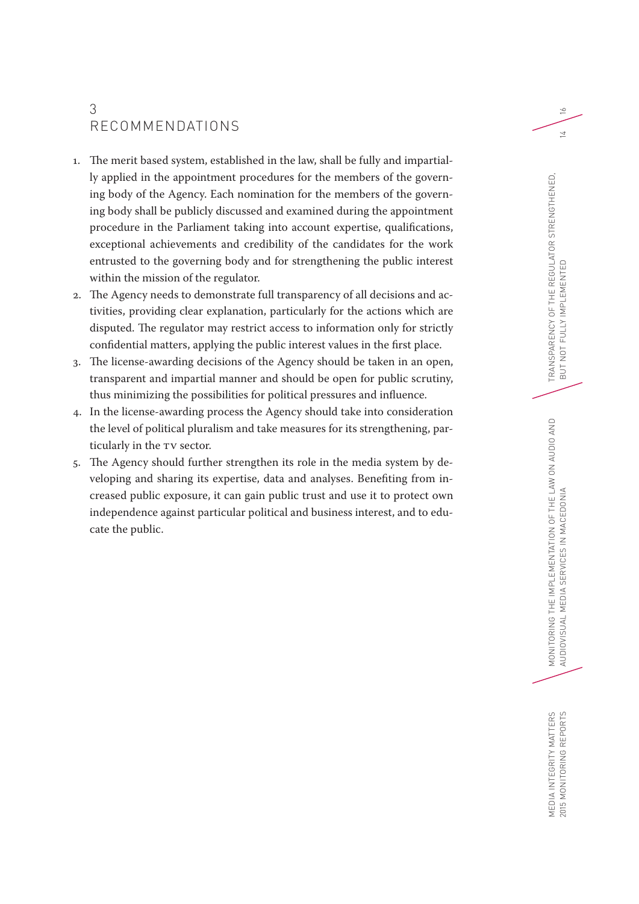# 3 RECOMMENDATIONS

1. The merit based system, established in the law, shall be fully and impartially applied in the appointment procedures for the members of the governing body of the Agency. Each nomination for the members of the governing body shall be publicly discussed and examined during the appointment procedure in the Parliament taking into account expertise, qualifications, exceptional achievements and credibility of the candidates for the work entrusted to the governing body and for strengthening the public interest within the mission of the regulator.
2. The Agency needs to demonstrate full transparency of all decisions and activities, providing clear explanation, particularly for the actions which are disputed. The regulator may restrict access to information only for strictly confidential matters, applying the public interest values in the first place.
3. The license-awarding decisions of the Agency should be taken in an open, transparent and impartial manner and should be open for public scrutiny, thus minimizing the possibilities for political pressures and influence.
4. In the license-awarding process the Agency should take into consideration the level of political pluralism and take measures for its strengthening, particularly in the TV sector.
5. The Agency should further strengthen its role in the media system by developing and sharing its expertise, data and analyses. Benefiting from increased public exposure, it can gain public trust and use it to protect own independence against particular political and business interest, and to educate the public.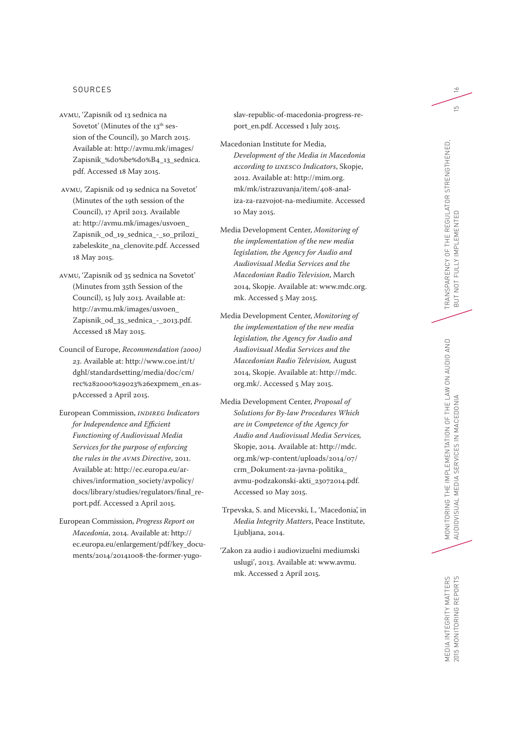## SOURCES

AVMU, 'Zapisnik od 13 sednica na Sovetot' (Minutes of the 13th session of the Council), 30 March 2015. Available at: http://avmu.mk/images/Zapisnik_%d0%be%d0%B4_13_sednica.pdf. Accessed 18 May 2015.

AVMU, 'Zapisnik od 19 sednica na Sovetot' (Minutes of the 19th session of the Council), 17 April 2013. Available at: http://avmu.mk/images/usvoen_Zapisnik_od_19_sednica_-_so_prilozi_zabeleskite_na_clenovite.pdf. Accessed 18 May 2015.

AVMU, 'Zapisnik od 35 sednica na Sovetot' (Minutes from 35th Session of the Council), 15 July 2013. Available at: http://avmu.mk/images/usvoen_Zapisnik_od_35_sednica_-_2013.pdf. Accessed 18 May 2015.

Council of Europe, *Recommendation (2000) 23*. Available at: http://www.coe.int/t/dghl/standardsetting/media/doc/cm/rec%282000%29023%26expmem_en.aspAccessed 2 April 2015.

European Commission, *INDIREG Indicators for Independence and Efficient Functioning of Audiovisual Media Services for the purpose of enforcing the rules in the AVMS Directive*, 2011. Available at: http://ec.europa.eu/archives/information_society/avpolicy/docs/library/studies/regulators/final_report.pdf. Accessed 2 April 2015.

European Commission, *Progress Report on Macedonia*, 2014. Available at: http://ec.europa.eu/enlargement/pdf/key_documents/2014/20141008-the-former-yugoslav-republic-of-macedonia-progress-report_en.pdf. Accessed 1 July 2015.

Macedonian Institute for Media, *Development of the Media in Macedonia according to UNESCO Indicators*, Skopje, 2012. Available at: http://mim.org.mk/mk/istrazuvanja/item/408-analiza-za-razvojot-na-mediumite. Accessed 10 May 2015.

Media Development Center, *Monitoring of the implementation of the new media legislation, the Agency for Audio and Audiovisual Media Services and the Macedonian Radio Television*, March 2014, Skopje. Available at: www.mdc.org.mk. Accessed 5 May 2015.

Media Development Center, *Monitoring of the implementation of the new media legislation, the Agency for Audio and Audiovisual Media Services and the Macedonian Radio Television,* August 2014, Skopje. Available at: http://mdc.org.mk/. Accessed 5 May 2015.

Media Development Center, *Proposal of Solutions for By-law Procedures Which are in Competence of the Agency for Audio and Audiovisual Media Services,* Skopje, 2014. Available at: http://mdc.org.mk/wp-content/uploads/2014/07/crm_Dokument-za-javna-politika_avmu-podzakonski-akti_23072014.pdf. Accessed 10 May 2015.

Trpevska, S. and Micevski, I., 'Macedonia', in *Media Integrity Matters*, Peace Institute, Ljubljana, 2014.

'Zakon za audio i audiovizuelni mediumski uslugi', 2013. Available at: www.avmu.mk. Accessed 2 April 2015.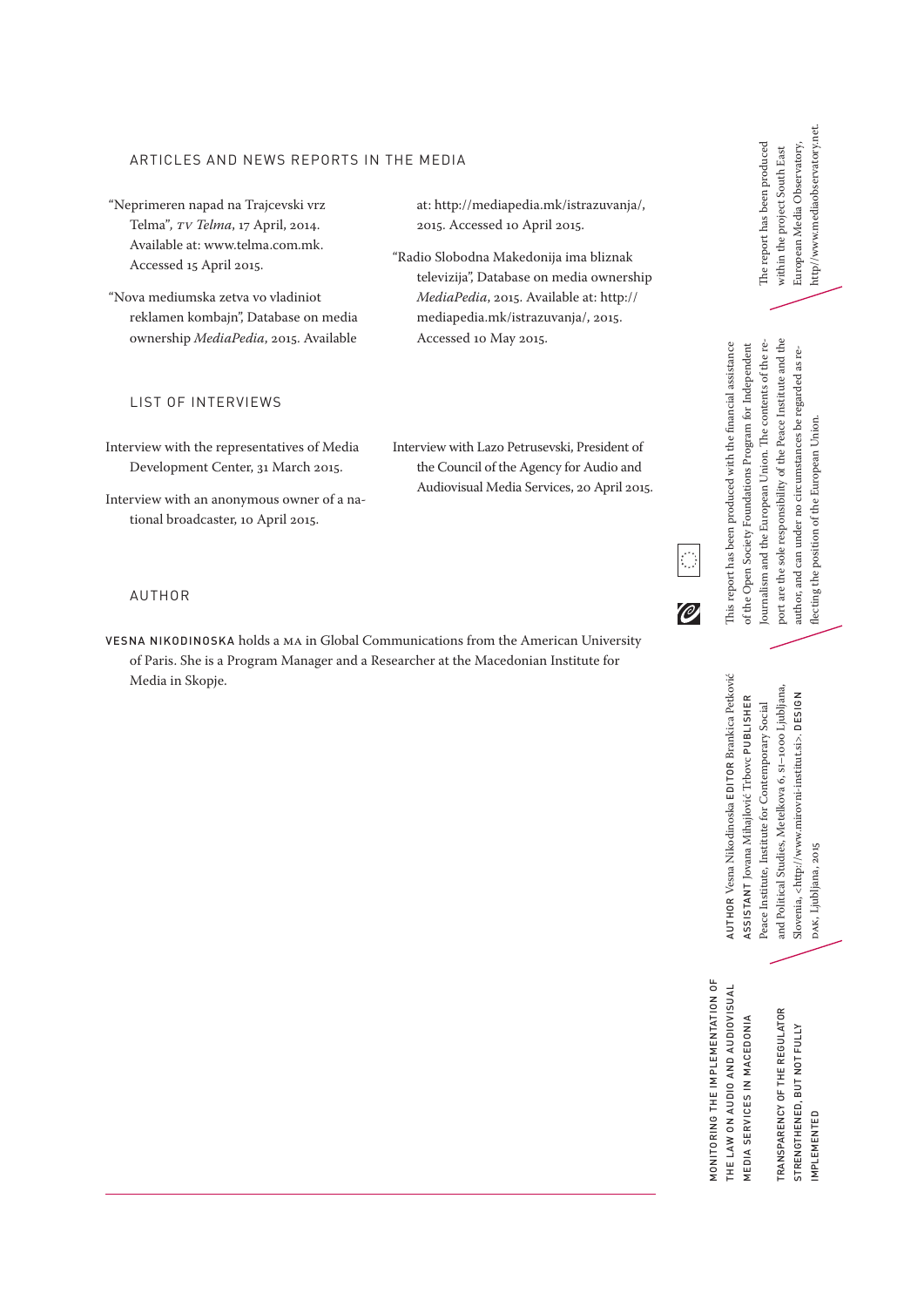## ARTICLES AND NEWS REPORTS IN THE MEDIA

"Neprimeren napad na Trajcevski vrz Telma", *TV Telma*, 17 April, 2014. Available at: www.telma.com.mk. Accessed 15 April 2015.

"Nova mediumska zetva vo vladiniot reklamen kombajn", Database on media ownership *MediaPedia*, 2015. Available at: http://mediapedia.mk/istrazuvanja/, 2015. Accessed 10 April 2015.

"Radio Slobodna Makedonija ima bliznak televizija", Database on media ownership *MediaPedia*, 2015. Available at: http://mediapedia.mk/istrazuvanja/, 2015. Accessed 10 May 2015.

## LIST OF INTERVIEWS

Interview with the representatives of Media Development Center, 31 March 2015.

Interview with an anonymous owner of a national broadcaster, 10 April 2015.

Interview with Lazo Petrusevski, President of the Council of the Agency for Audio and Audiovisual Media Services, 20 April 2015.

## AUTHOR

**VESNA NIKODINOSKA** holds a MA in Global Communications from the American University of Paris. She is a Program Manager and a Researcher at the Macedonian Institute for Media in Skopje.

MONITORING THE IMPLEMENTATION OF THE LAW ON AUDIO AND AUDIOVISUAL MEDIA SERVICES IN MACEDONIA

TRANSPARENCY OF THE REGULATOR STRENGTHENED, BUT NOT FULLY IMPLEMENTED

**AUTHOR** Vesna Nikodinoska **EDITOR** Brankica Petković **ASSISTANT** Jovana Mihajlović Trbovc **PUBLISHER** Peace Institute, Institute for Contemporary Social and Political Studies, Metelkova 6, SI–1000 Ljubljana, Slovenia, <http://www.mirovni-institut.si>. **DESIGN** DAK, Ljubljana, 2015

This report has been produced with the financial assistance of the Open Society Foundations Program for Independent Journalism and the European Union. The contents of the report are the sole responsibility of the Peace Institute and the author, and can under no circumstances be regarded as reflecting the position of the European Union.

The report has been produced within the project South East European Media Observatory, http//www.mediaobservatory.net.